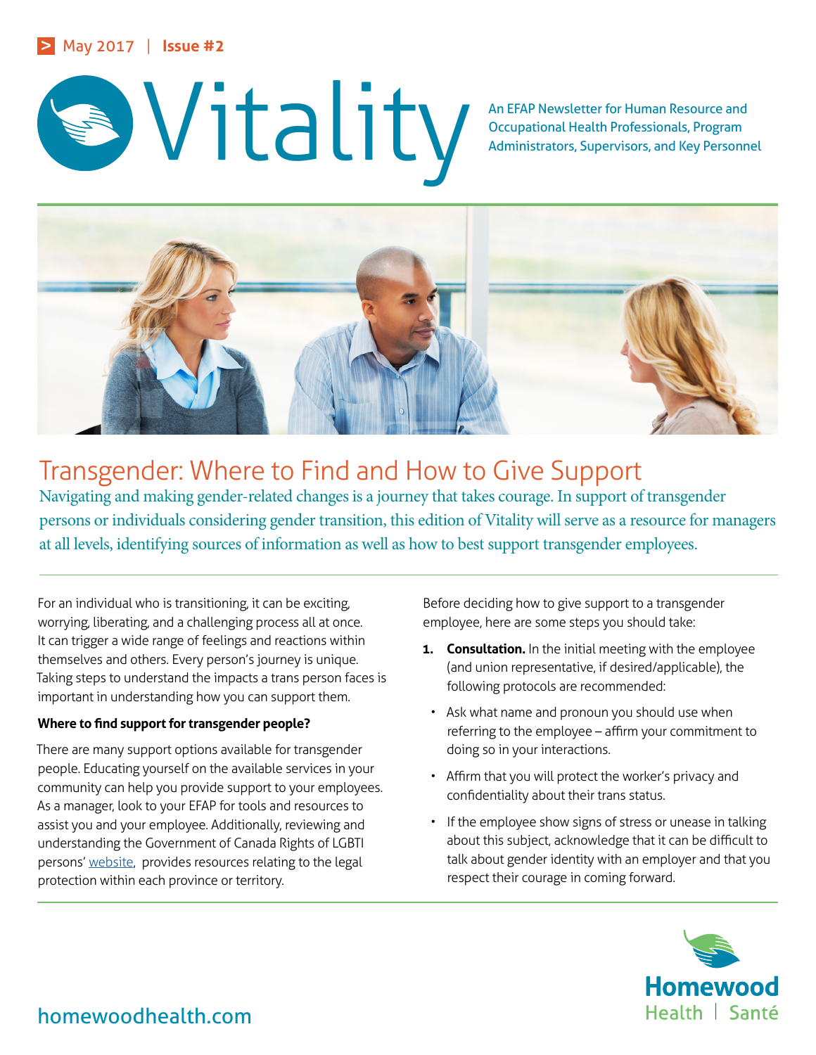May 2017 | Issue #2

# Vitality

An EFAP Newsletter for Human Resource and Occupational Health Professionals, Program Administrators, Supervisors, and Key Personnel

## Transgender: Where to Find and How to Give Support

Navigating and making gender-related changes is a journey that takes courage. In support of transgender persons or individuals considering gender transition, this edition of Vitality will serve as a resource for managers at all levels, identifying sources of information as well as how to best support transgender employees.

For an individual who is transitioning, it can be exciting, worrying, liberating, and a challenging process all at once. It can trigger a wide range of feelings and reactions within themselves and others. Every person's journey is unique. Taking steps to understand the impacts a trans person faces is important in understanding how you can support them.

**Where to find support for transgender people?**

There are many support options available for transgender people. Educating yourself on the available services in your community can help you provide support to your employees. As a manager, look to your EFAP for tools and resources to assist you and your employee. Additionally, reviewing and understanding the Government of Canada Rights of LGBTI persons' website, provides resources relating to the legal protection within each province or territory.

Before deciding how to give support to a transgender employee, here are some steps you should take:

1. **Consultation.** In the initial meeting with the employee (and union representative, if desired/applicable), the following protocols are recommended:
   - Ask what name and pronoun you should use when referring to the employee – affirm your commitment to doing so in your interactions.
   - Affirm that you will protect the worker's privacy and confidentiality about their trans status.
   - If the employee show signs of stress or unease in talking about this subject, acknowledge that it can be difficult to talk about gender identity with an employer and that you respect their courage in coming forward.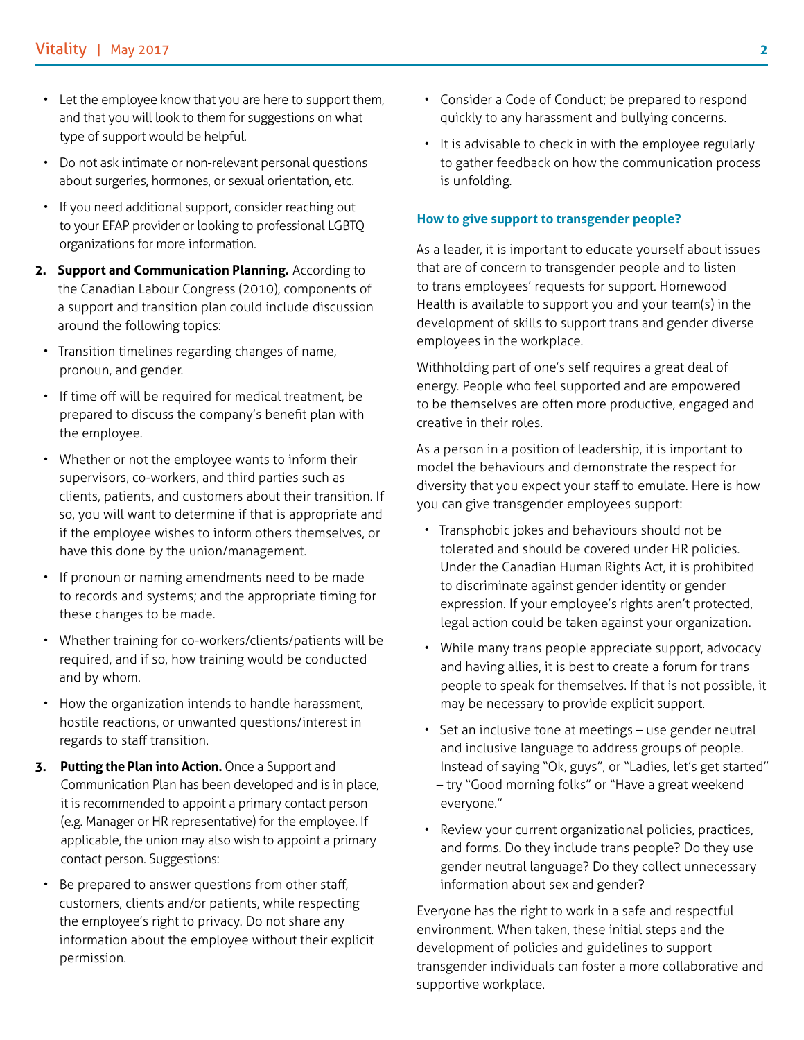- Let the employee know that you are here to support them, and that you will look to them for suggestions on what type of support would be helpful.
- Do not ask intimate or non-relevant personal questions about surgeries, hormones, or sexual orientation, etc.
- If you need additional support, consider reaching out to your EFAP provider or looking to professional LGBTQ organizations for more information.

2. **Support and Communication Planning.** According to the Canadian Labour Congress (2010), components of a support and transition plan could include discussion around the following topics:

- Transition timelines regarding changes of name, pronoun, and gender.
- If time off will be required for medical treatment, be prepared to discuss the company's benefit plan with the employee.
- Whether or not the employee wants to inform their supervisors, co-workers, and third parties such as clients, patients, and customers about their transition. If so, you will want to determine if that is appropriate and if the employee wishes to inform others themselves, or have this done by the union/management.
- If pronoun or naming amendments need to be made to records and systems; and the appropriate timing for these changes to be made.
- Whether training for co-workers/clients/patients will be required, and if so, how training would be conducted and by whom.
- How the organization intends to handle harassment, hostile reactions, or unwanted questions/interest in regards to staff transition.

3. **Putting the Plan into Action.** Once a Support and Communication Plan has been developed and is in place, it is recommended to appoint a primary contact person (e.g. Manager or HR representative) for the employee. If applicable, the union may also wish to appoint a primary contact person. Suggestions:

- Be prepared to answer questions from other staff, customers, clients and/or patients, while respecting the employee's right to privacy. Do not share any information about the employee without their explicit permission.
- Consider a Code of Conduct; be prepared to respond quickly to any harassment and bullying concerns.
- It is advisable to check in with the employee regularly to gather feedback on how the communication process is unfolding.

### How to give support to transgender people?

As a leader, it is important to educate yourself about issues that are of concern to transgender people and to listen to trans employees' requests for support. Homewood Health is available to support you and your team(s) in the development of skills to support trans and gender diverse employees in the workplace.

Withholding part of one's self requires a great deal of energy. People who feel supported and are empowered to be themselves are often more productive, engaged and creative in their roles.

As a person in a position of leadership, it is important to model the behaviours and demonstrate the respect for diversity that you expect your staff to emulate. Here is how you can give transgender employees support:

- Transphobic jokes and behaviours should not be tolerated and should be covered under HR policies. Under the Canadian Human Rights Act, it is prohibited to discriminate against gender identity or gender expression. If your employee's rights aren't protected, legal action could be taken against your organization.
- While many trans people appreciate support, advocacy and having allies, it is best to create a forum for trans people to speak for themselves. If that is not possible, it may be necessary to provide explicit support.
- Set an inclusive tone at meetings – use gender neutral and inclusive language to address groups of people. Instead of saying "Ok, guys", or "Ladies, let's get started" – try "Good morning folks" or "Have a great weekend everyone."
- Review your current organizational policies, practices, and forms. Do they include trans people? Do they use gender neutral language? Do they collect unnecessary information about sex and gender?

Everyone has the right to work in a safe and respectful environment. When taken, these initial steps and the development of policies and guidelines to support transgender individuals can foster a more collaborative and supportive workplace.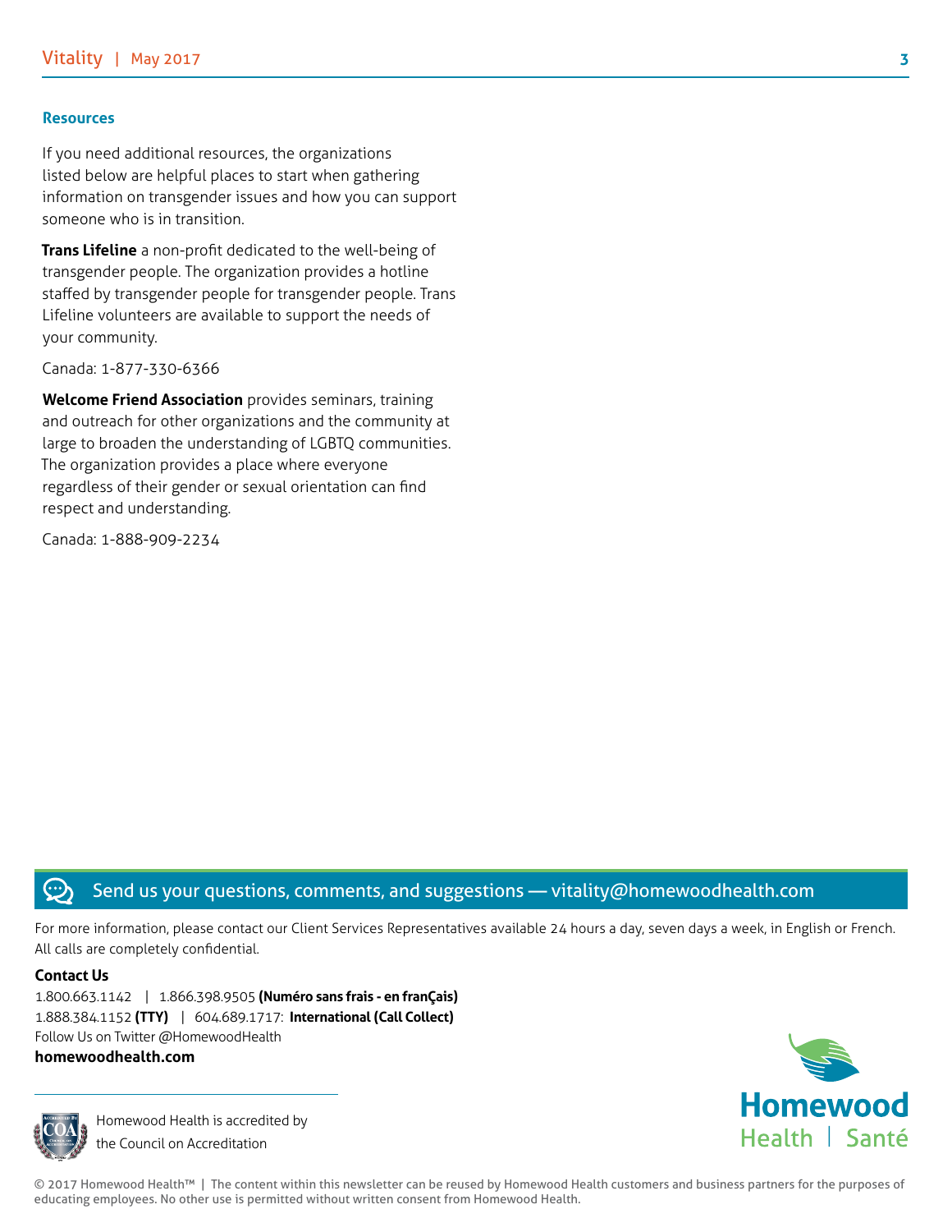### Resources

If you need additional resources, the organizations listed below are helpful places to start when gathering information on transgender issues and how you can support someone who is in transition.

**Trans Lifeline** a non-profit dedicated to the well-being of transgender people. The organization provides a hotline staffed by transgender people for transgender people. Trans Lifeline volunteers are available to support the needs of your community.

Canada: 1-877-330-6366

**Welcome Friend Association** provides seminars, training and outreach for other organizations and the community at large to broaden the understanding of LGBTQ communities. The organization provides a place where everyone regardless of their gender or sexual orientation can find respect and understanding.

Canada: 1-888-909-2234

Send us your questions, comments, and suggestions — vitality@homewoodhealth.com

For more information, please contact our Client Services Representatives available 24 hours a day, seven days a week, in English or French. All calls are completely confidential.

**Contact Us**

1.800.663.1142 | 1.866.398.9505 **(Numéro sans frais - en franÇais)**
1.888.384.1152 **(TTY)** | 604.689.1717: **International (Call Collect)**
Follow Us on Twitter @HomewoodHealth
**homewoodhealth.com**

Homewood Health is accredited by the Council on Accreditation

Homewood Health | Santé

© 2017 Homewood Health™ | The content within this newsletter can be reused by Homewood Health customers and business partners for the purposes of educating employees. No other use is permitted without written consent from Homewood Health.